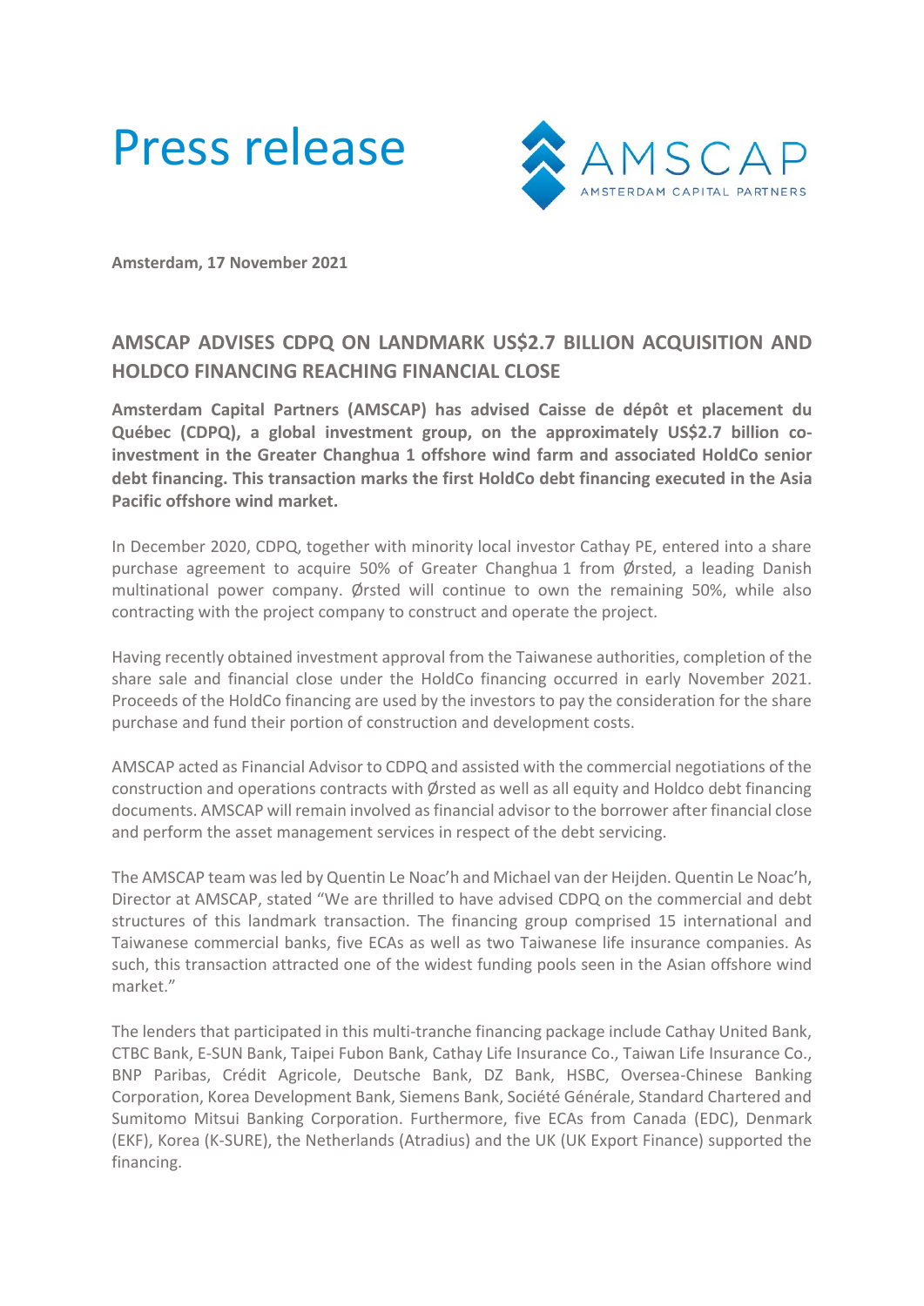# Press release

**Amsterdam, 17 November 2021**

## AMSCAP ADVISES CDPQ ON LANDMARK US$2.7 BILLION ACQUISITION AND HOLDCO FINANCING REACHING FINANCIAL CLOSE

**Amsterdam Capital Partners (AMSCAP) has advised Caisse de dépôt et placement du Québec (CDPQ), a global investment group, on the approximately US$2.7 billion co-investment in the Greater Changhua 1 offshore wind farm and associated HoldCo senior debt financing. This transaction marks the first HoldCo debt financing executed in the Asia Pacific offshore wind market.**

In December 2020, CDPQ, together with minority local investor Cathay PE, entered into a share purchase agreement to acquire 50% of Greater Changhua 1 from Ørsted, a leading Danish multinational power company. Ørsted will continue to own the remaining 50%, while also contracting with the project company to construct and operate the project.

Having recently obtained investment approval from the Taiwanese authorities, completion of the share sale and financial close under the HoldCo financing occurred in early November 2021. Proceeds of the HoldCo financing are used by the investors to pay the consideration for the share purchase and fund their portion of construction and development costs.

AMSCAP acted as Financial Advisor to CDPQ and assisted with the commercial negotiations of the construction and operations contracts with Ørsted as well as all equity and Holdco debt financing documents. AMSCAP will remain involved as financial advisor to the borrower after financial close and perform the asset management services in respect of the debt servicing.

The AMSCAP team was led by Quentin Le Noac'h and Michael van der Heijden. Quentin Le Noac'h, Director at AMSCAP, stated "We are thrilled to have advised CDPQ on the commercial and debt structures of this landmark transaction. The financing group comprised 15 international and Taiwanese commercial banks, five ECAs as well as two Taiwanese life insurance companies. As such, this transaction attracted one of the widest funding pools seen in the Asian offshore wind market."

The lenders that participated in this multi-tranche financing package include Cathay United Bank, CTBC Bank, E-SUN Bank, Taipei Fubon Bank, Cathay Life Insurance Co., Taiwan Life Insurance Co., BNP Paribas, Crédit Agricole, Deutsche Bank, DZ Bank, HSBC, Oversea-Chinese Banking Corporation, Korea Development Bank, Siemens Bank, Société Générale, Standard Chartered and Sumitomo Mitsui Banking Corporation. Furthermore, five ECAs from Canada (EDC), Denmark (EKF), Korea (K-SURE), the Netherlands (Atradius) and the UK (UK Export Finance) supported the financing.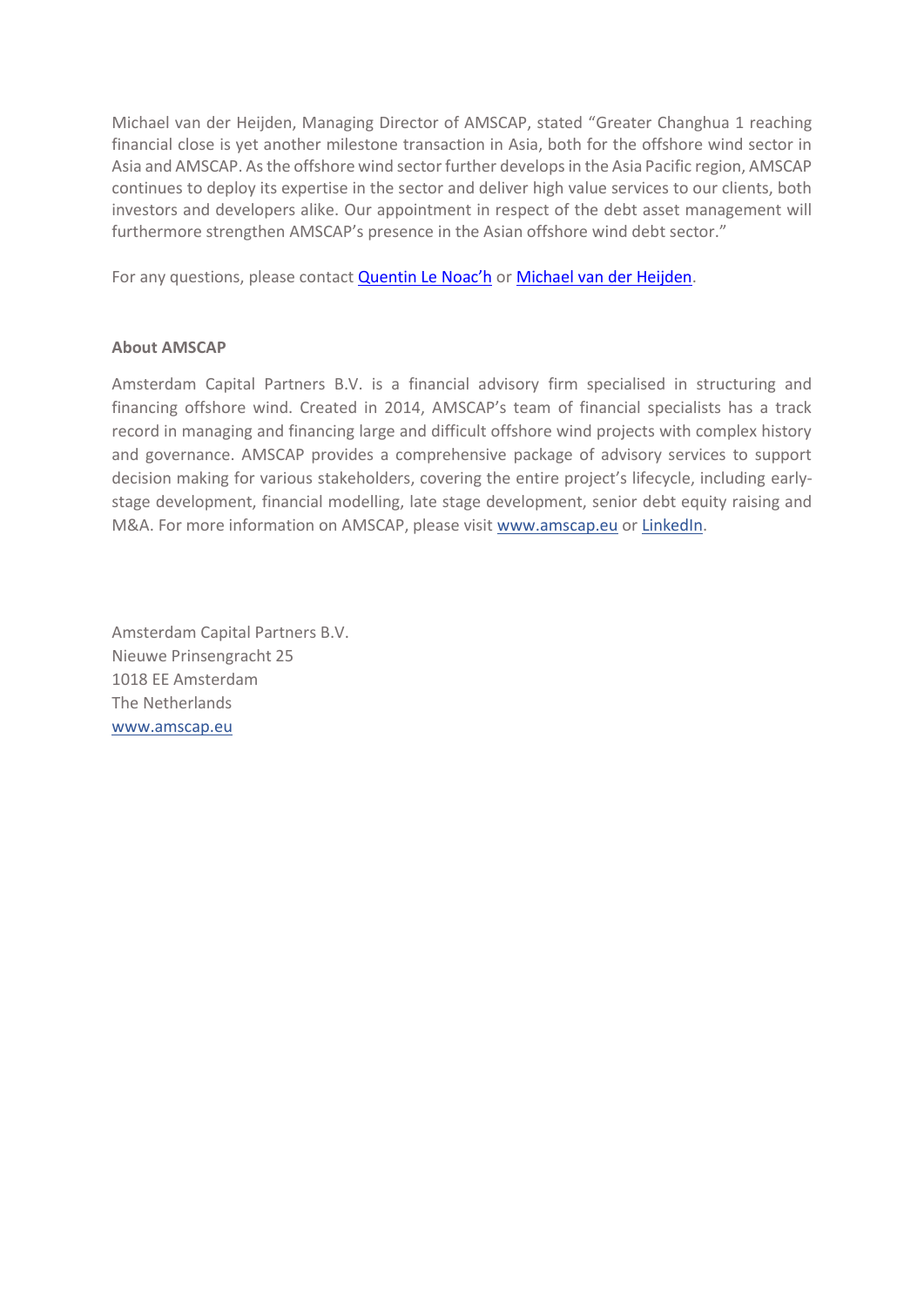Michael van der Heijden, Managing Director of AMSCAP, stated "Greater Changhua 1 reaching financial close is yet another milestone transaction in Asia, both for the offshore wind sector in Asia and AMSCAP. As the offshore wind sector further develops in the Asia Pacific region, AMSCAP continues to deploy its expertise in the sector and deliver high value services to our clients, both investors and developers alike. Our appointment in respect of the debt asset management will furthermore strengthen AMSCAP's presence in the Asian offshore wind debt sector."

For any questions, please contact Quentin Le Noac'h or Michael van der Heijden.

**About AMSCAP**

Amsterdam Capital Partners B.V. is a financial advisory firm specialised in structuring and financing offshore wind. Created in 2014, AMSCAP's team of financial specialists has a track record in managing and financing large and difficult offshore wind projects with complex history and governance. AMSCAP provides a comprehensive package of advisory services to support decision making for various stakeholders, covering the entire project's lifecycle, including early-stage development, financial modelling, late stage development, senior debt equity raising and M&A. For more information on AMSCAP, please visit www.amscap.eu or LinkedIn.

Amsterdam Capital Partners B.V.
Nieuwe Prinsengracht 25
1018 EE Amsterdam
The Netherlands
www.amscap.eu